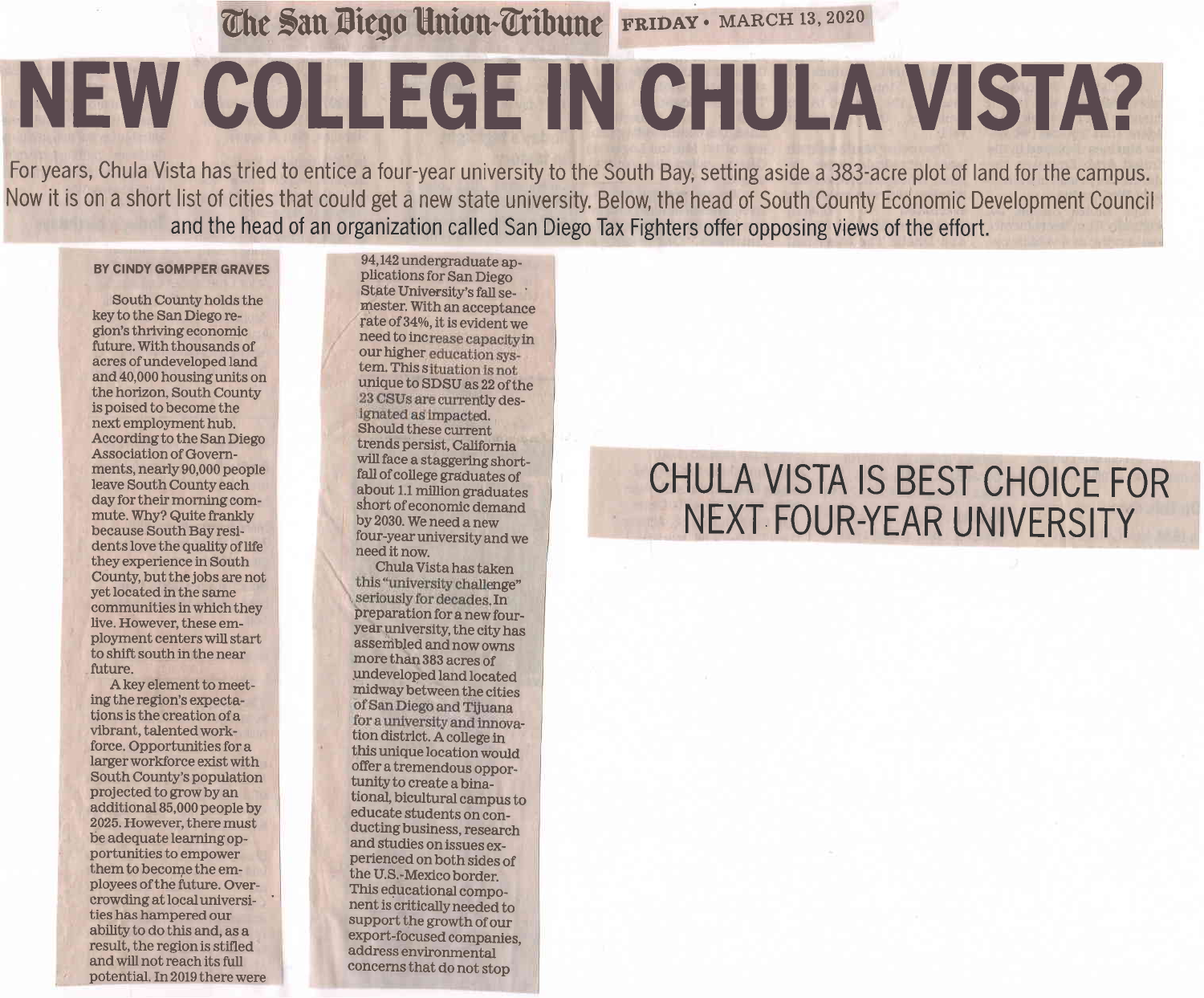The San Diego Union-Tribune FRIDAY • MARCH 13, 2020

# NEW COLLEGE IN CHULA VISTA?

For years, Chula Vista has tried to entice a four-year university to the South Bay, setting aside a 383-acre plot of land for the campus. Now it is on a short list of cities that could get a new state university. Below, the head of South County Economic Development Council and the head of an organization called San Diego Tax Fighters offer opposing views of the effort.

## CHULA VISTA IS BEST CHOICE FOR NEXT FOUR-YEAR UNIVERSITY

**BY CINDY GOMPPER GRAVES**

South County holds the key to the San Diego region's thriving economic future. With thousands of acres of undeveloped land and 40,000 housing units on the horizon, South County is poised to become the next employment hub. According to the San Diego Association of Governments, nearly 90,000 people leave South County each day for their morning commute. Why? Quite frankly because South Bay residents love the quality of life they experience in South County, but the jobs are not yet located in the same communities in which they live. However, these employment centers will start to shift south in the near future.

A key element to meeting the region's expectations is the creation of a vibrant, talented workforce. Opportunities for a larger workforce exist with South County's population projected to grow by an additional 85,000 people by 2025. However, there must be adequate learning opportunities to empower them to become the employees of the future. Overcrowding at local universities has hampered our ability to do this and, as a result, the region is stifled and will not reach its full potential. In 2019 there were 94,142 undergraduate applications for San Diego State University's fall semester. With an acceptance rate of 34%, it is evident we need to increase capacity in our higher education system. This situation is not unique to SDSU as 22 of the 23 CSUs are currently designated as impacted. Should these current trends persist, California will face a staggering shortfall of college graduates of about 1.1 million graduates short of economic demand by 2030. We need a new four-year university and we need it now.

Chula Vista has taken this "university challenge" seriously for decades. In preparation for a new four-year university, the city has assembled and now owns more than 383 acres of undeveloped land located midway between the cities of San Diego and Tijuana for a university and innovation district. A college in this unique location would offer a tremendous opportunity to create a binational, bicultural campus to educate students on conducting business, research and studies on issues experienced on both sides of the U.S.-Mexico border. This educational component is critically needed to support the growth of our export-focused companies, address environmental concerns that do not stop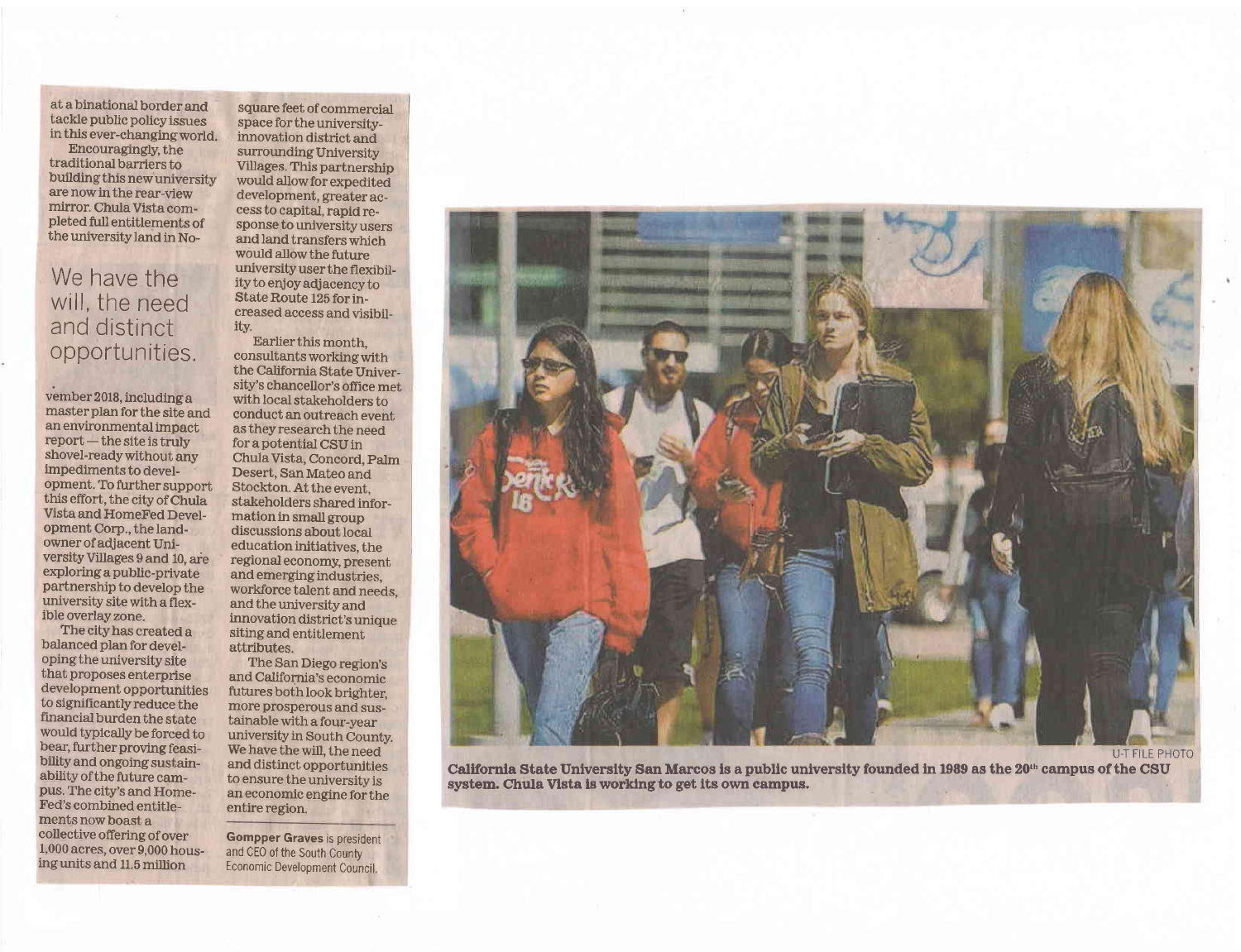at a binational border and tackle public policy issues in this ever-changing world.

Encouragingly, the traditional barriers to building this new university are now in the rear-view mirror. Chula Vista completed full entitlements of the university land in November 2018, including a master plan for the site and an environmental impact report — the site is truly shovel-ready without any impediments to development. To further support this effort, the city of Chula Vista and HomeFed Development Corp., the landowner of adjacent University Villages 9 and 10, are exploring a public-private partnership to develop the university site with a flexible overlay zone.

> We have the will, the need and distinct opportunities.

The city has created a balanced plan for developing the university site that proposes enterprise development opportunities to significantly reduce the financial burden the state would typically be forced to bear, further proving feasibility and ongoing sustainability of the future campus. The city's and HomeFed's combined entitlements now boast a collective offering of over 1,000 acres, over 9,000 housing units and 11.5 million square feet of commercial space for the university-innovation district and surrounding University Villages. This partnership would allow for expedited development, greater access to capital, rapid response to university users and land transfers which would allow the future university user the flexibility to enjoy adjacency to State Route 125 for increased access and visibility.

Earlier this month, consultants working with the California State University's chancellor's office met with local stakeholders to conduct an outreach event as they research the need for a potential CSU in Chula Vista, Concord, Palm Desert, San Mateo and Stockton. At the event, stakeholders shared information in small group discussions about local education initiatives, the regional economy, present and emerging industries, workforce talent and needs, and the university and innovation district's unique siting and entitlement attributes.

The San Diego region's and California's economic futures both look brighter, more prosperous and sustainable with a four-year university in South County. We have the will, the need and distinct opportunities to ensure the university is an economic engine for the entire region.

**Gompper Graves** is president and CEO of the South County Economic Development Council.

U-T FILE PHOTO

**California State University San Marcos is a public university founded in 1989 as the 20th campus of the CSU system. Chula Vista is working to get its own campus.**